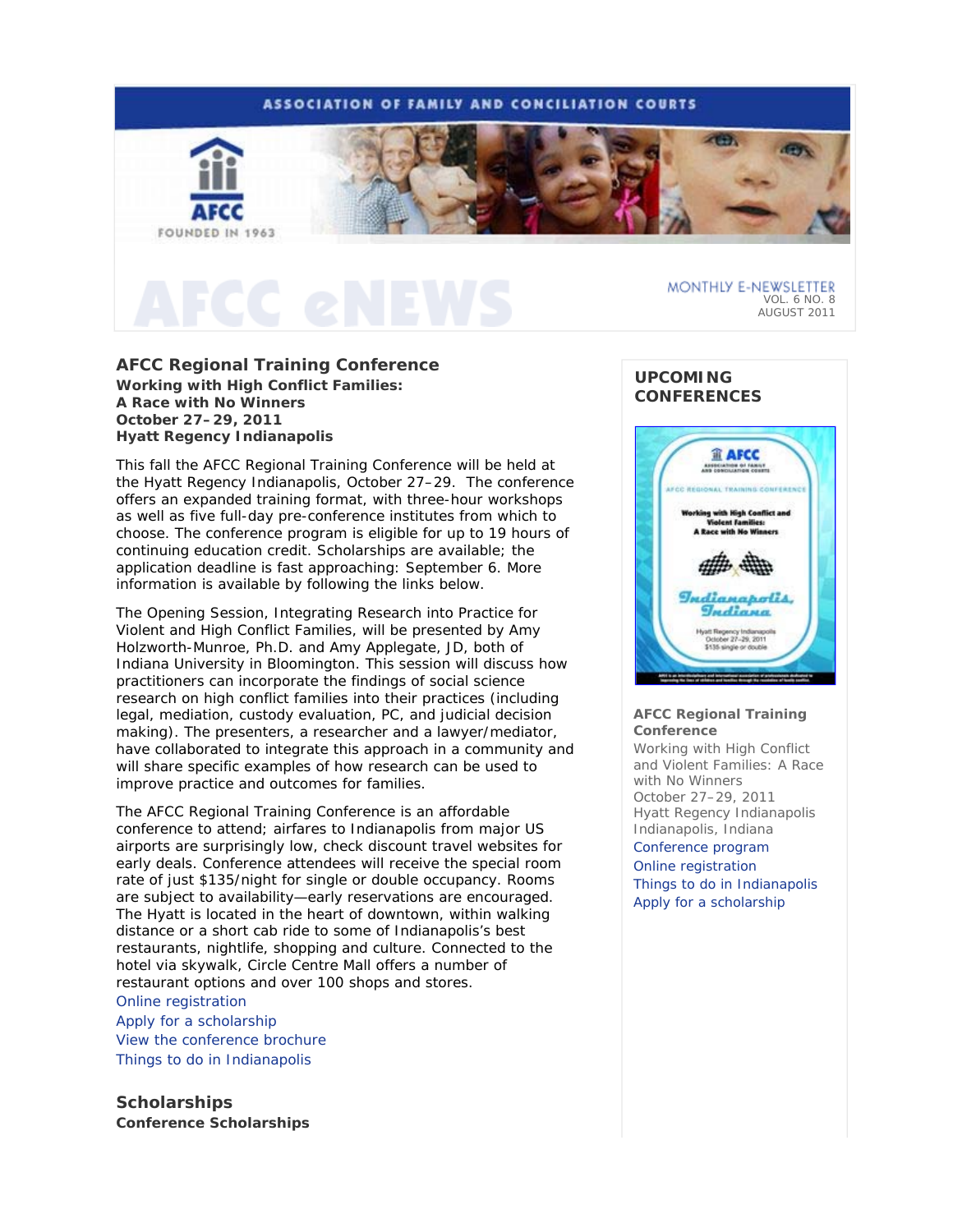ASSOCIATION OF FAMILY AND CONCILIATION COURTS

AFCC FOUNDED IN 1963

# AFCC eNEWS

MONTHLY E-NEWSLETTER
VOL. 6 NO. 8
AUGUST 2011

## AFCC Regional Training Conference

**Working with High Conflict Families:**
**A Race with No Winners**
**October 27–29, 2011**
**Hyatt Regency Indianapolis**

This fall the AFCC Regional Training Conference will be held at the Hyatt Regency Indianapolis, October 27–29. The conference offers an expanded training format, with three-hour workshops as well as five full-day pre-conference institutes from which to choose. The conference program is eligible for up to 19 hours of continuing education credit. Scholarships are available; the application deadline is fast approaching: September 6. More information is available by following the links below.

The Opening Session, Integrating Research into Practice for Violent and High Conflict Families, will be presented by Amy Holzworth-Munroe, Ph.D. and Amy Applegate, JD, both of Indiana University in Bloomington. This session will discuss how practitioners can incorporate the findings of social science research on high conflict families into their practices (including legal, mediation, custody evaluation, PC, and judicial decision making). The presenters, a researcher and a lawyer/mediator, have collaborated to integrate this approach in a community and will share specific examples of how research can be used to improve practice and outcomes for families.

The AFCC Regional Training Conference is an affordable conference to attend; airfares to Indianapolis from major US airports are surprisingly low, check discount travel websites for early deals. Conference attendees will receive the special room rate of just $135/night for single or double occupancy. Rooms are subject to availability—early reservations are encouraged. The Hyatt is located in the heart of downtown, within walking distance or a short cab ride to some of Indianapolis's best restaurants, nightlife, shopping and culture. Connected to the hotel via skywalk, Circle Centre Mall offers a number of restaurant options and over 100 shops and stores.

Online registration
Apply for a scholarship
View the conference brochure
Things to do in Indianapolis

## Scholarships

**Conference Scholarships**

## UPCOMING CONFERENCES

**AFCC Regional Training Conference**
Working with High Conflict and Violent Families: A Race with No Winners
October 27–29, 2011
Hyatt Regency Indianapolis
Indianapolis, Indiana

Conference program
Online registration
Things to do in Indianapolis
Apply for a scholarship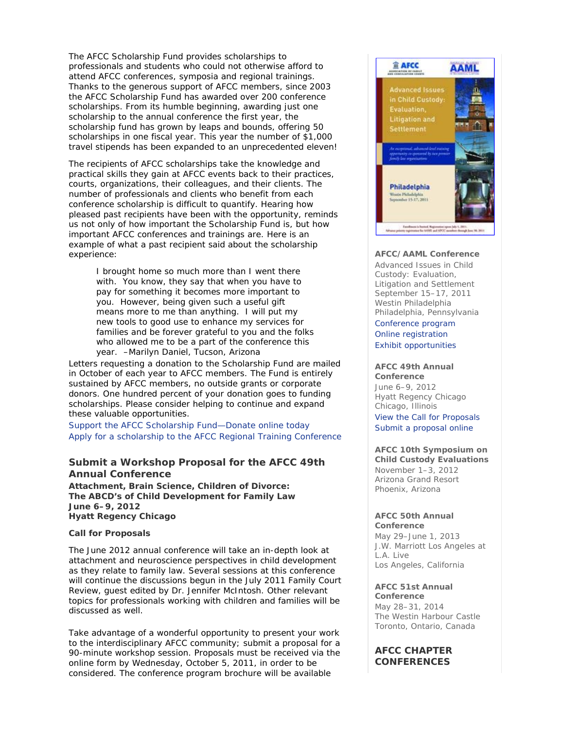The AFCC Scholarship Fund provides scholarships to professionals and students who could not otherwise afford to attend AFCC conferences, symposia and regional trainings. Thanks to the generous support of AFCC members, since 2003 the AFCC Scholarship Fund has awarded over 200 conference scholarships. From its humble beginning, awarding just one scholarship to the annual conference the first year, the scholarship fund has grown by leaps and bounds, offering 50 scholarships in one fiscal year. This year the number of $1,000 travel stipends has been expanded to an unprecedented eleven!

The recipients of AFCC scholarships take the knowledge and practical skills they gain at AFCC events back to their practices, courts, organizations, their colleagues, and their clients. The number of professionals and clients who benefit from each conference scholarship is difficult to quantify. Hearing how pleased past recipients have been with the opportunity, reminds us not only of how important the Scholarship Fund is, but how important AFCC conferences and trainings are. Here is an example of what a past recipient said about the scholarship experience:

> I brought home so much more than I went there with. You know, they say that when you have to pay for something it becomes more important to you. However, being given such a useful gift means more to me than anything. I will put my new tools to good use to enhance my services for families and be forever grateful to you and the folks who allowed me to be a part of the conference this year. –Marilyn Daniel, Tucson, Arizona

Letters requesting a donation to the Scholarship Fund are mailed in October of each year to AFCC members. The Fund is entirely sustained by AFCC members, no outside grants or corporate donors. One hundred percent of your donation goes to funding scholarships. Please consider helping to continue and expand these valuable opportunities.

Support the AFCC Scholarship Fund—Donate online today
Apply for a scholarship to the AFCC Regional Training Conference

## Submit a Workshop Proposal for the AFCC 49th Annual Conference

**Attachment, Brain Science, Children of Divorce: The ABCD's of Child Development for Family Law**
**June 6–9, 2012**
**Hyatt Regency Chicago**

**Call for Proposals**

The June 2012 annual conference will take an in-depth look at attachment and neuroscience perspectives in child development as they relate to family law. Several sessions at this conference will continue the discussions begun in the July 2011 Family Court Review, guest edited by Dr. Jennifer McIntosh. Other relevant topics for professionals working with children and families will be discussed as well.

Take advantage of a wonderful opportunity to present your work to the interdisciplinary AFCC community; submit a proposal for a 90-minute workshop session. Proposals must be received via the online form by Wednesday, October 5, 2011, in order to be considered. The conference program brochure will be available

**AFCC/AAML Conference**
Advanced Issues in Child Custody: Evaluation, Litigation and Settlement
September 15–17, 2011
Westin Philadelphia
Philadelphia, Pennsylvania
Conference program
Online registration
Exhibit opportunities

**AFCC 49th Annual Conference**
June 6–9, 2012
Hyatt Regency Chicago
Chicago, Illinois
View the Call for Proposals
Submit a proposal online

**AFCC 10th Symposium on Child Custody Evaluations**
November 1–3, 2012
Arizona Grand Resort
Phoenix, Arizona

**AFCC 50th Annual Conference**
May 29–June 1, 2013
J.W. Marriott Los Angeles at L.A. Live
Los Angeles, California

**AFCC 51st Annual Conference**
May 28–31, 2014
The Westin Harbour Castle
Toronto, Ontario, Canada

## AFCC CHAPTER CONFERENCES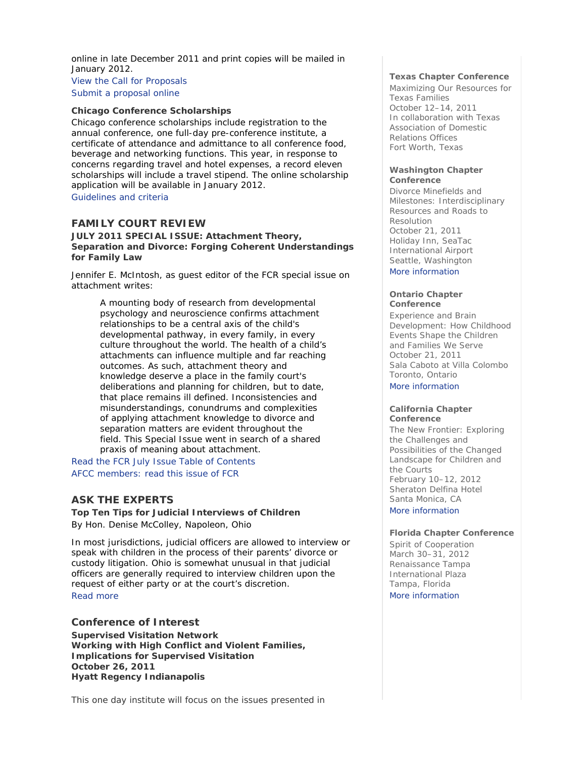online in late December 2011 and print copies will be mailed in January 2012.

View the Call for Proposals

Submit a proposal online

**Chicago Conference Scholarships**

Chicago conference scholarships include registration to the annual conference, one full-day pre-conference institute, a certificate of attendance and admittance to all conference food, beverage and networking functions. This year, in response to concerns regarding travel and hotel expenses, a record eleven scholarships will include a travel stipend. The online scholarship application will be available in January 2012.

Guidelines and criteria

## FAMILY COURT REVIEW

**JULY 2011 SPECIAL ISSUE: Attachment Theory, Separation and Divorce: Forging Coherent Understandings for Family Law**

Jennifer E. McIntosh, as guest editor of the FCR special issue on attachment writes:

> A mounting body of research from developmental psychology and neuroscience confirms attachment relationships to be a central axis of the child's developmental pathway, in every family, in every culture throughout the world. The health of a child's attachments can influence multiple and far reaching outcomes. As such, attachment theory and knowledge deserve a place in the family court's deliberations and planning for children, but to date, that place remains ill defined. Inconsistencies and misunderstandings, conundrums and complexities of applying attachment knowledge to divorce and separation matters are evident throughout the field. This Special Issue went in search of a shared praxis of meaning about attachment.

Read the FCR July Issue Table of Contents

AFCC members: read this issue of FCR

## ASK THE EXPERTS

**Top Ten Tips for Judicial Interviews of Children**

By Hon. Denise McColley, Napoleon, Ohio

In most jurisdictions, judicial officers are allowed to interview or speak with children in the process of their parents' divorce or custody litigation. Ohio is somewhat unusual in that judicial officers are generally required to interview children upon the request of either party or at the court's discretion.

Read more

## Conference of Interest

**Supervised Visitation Network**
**Working with High Conflict and Violent Families, Implications for Supervised Visitation**
**October 26, 2011**
**Hyatt Regency Indianapolis**

This one day institute will focus on the issues presented in

**Texas Chapter Conference**

Maximizing Our Resources for Texas Families
October 12–14, 2011
In collaboration with Texas Association of Domestic Relations Offices
Fort Worth, Texas

**Washington Chapter Conference**

Divorce Minefields and Milestones: Interdisciplinary Resources and Roads to Resolution
October 21, 2011
Holiday Inn, SeaTac International Airport
Seattle, Washington
More information

**Ontario Chapter Conference**

Experience and Brain Development: How Childhood Events Shape the Children and Families We Serve
October 21, 2011
Sala Caboto at Villa Colombo
Toronto, Ontario
More information

**California Chapter Conference**

The New Frontier: Exploring the Challenges and Possibilities of the Changed Landscape for Children and the Courts
February 10–12, 2012
Sheraton Delfina Hotel
Santa Monica, CA
More information

**Florida Chapter Conference**

Spirit of Cooperation
March 30–31, 2012
Renaissance Tampa International Plaza
Tampa, Florida
More information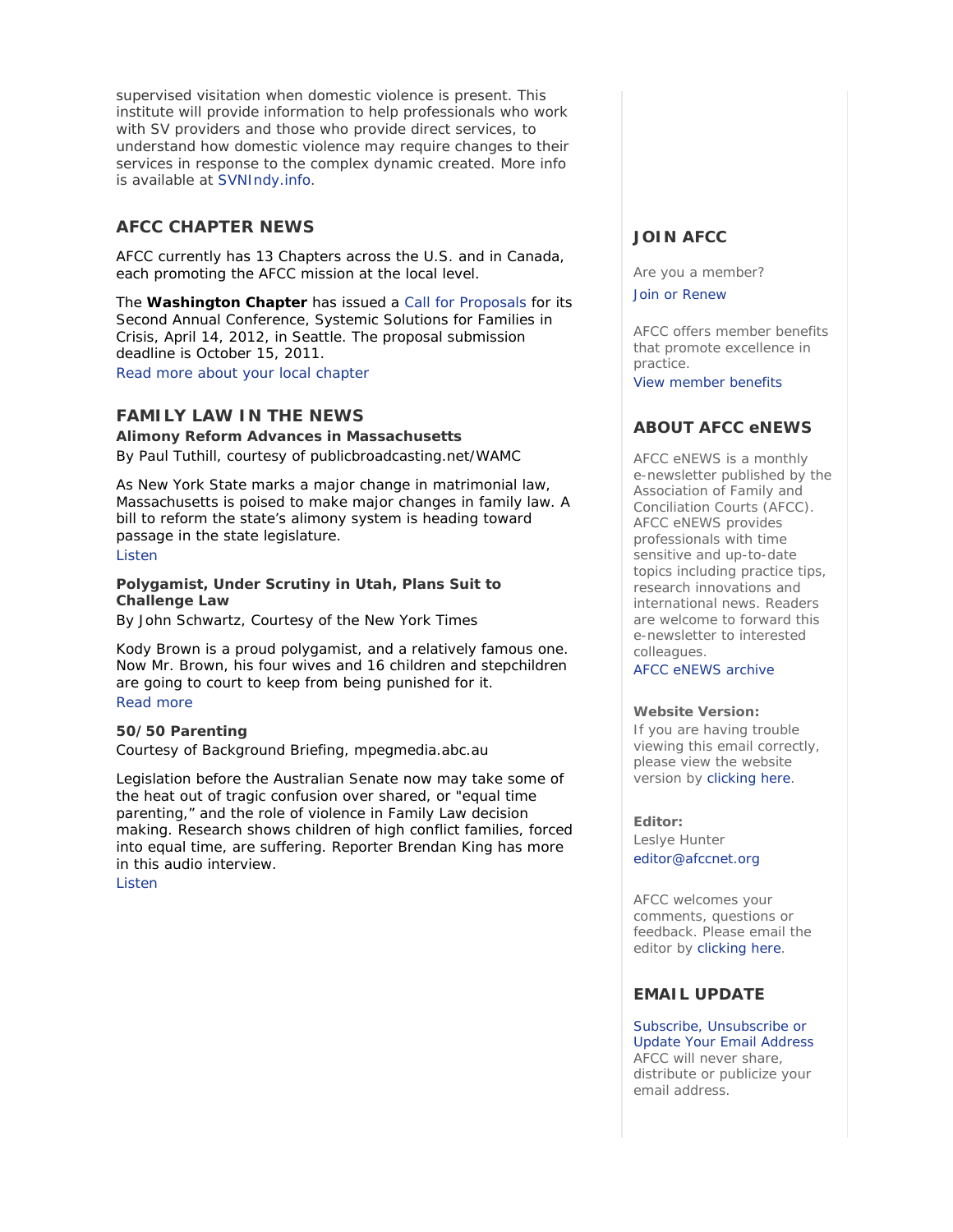supervised visitation when domestic violence is present. This institute will provide information to help professionals who work with SV providers and those who provide direct services, to understand how domestic violence may require changes to their services in response to the complex dynamic created. More info is available at SVNIndy.info.

## AFCC CHAPTER NEWS

AFCC currently has 13 Chapters across the U.S. and in Canada, each promoting the AFCC mission at the local level.

The **Washington Chapter** has issued a Call for Proposals for its Second Annual Conference, Systemic Solutions for Families in Crisis, April 14, 2012, in Seattle. The proposal submission deadline is October 15, 2011.
Read more about your local chapter

## FAMILY LAW IN THE NEWS

**Alimony Reform Advances in Massachusetts**
By Paul Tuthill, courtesy of publicbroadcasting.net/WAMC

As New York State marks a major change in matrimonial law, Massachusetts is poised to make major changes in family law. A bill to reform the state's alimony system is heading toward passage in the state legislature.
Listen

**Polygamist, Under Scrutiny in Utah, Plans Suit to Challenge Law**
By John Schwartz, Courtesy of the New York Times

Kody Brown is a proud polygamist, and a relatively famous one. Now Mr. Brown, his four wives and 16 children and stepchildren are going to court to keep from being punished for it.
Read more

**50/50 Parenting**
Courtesy of Background Briefing, mpegmedia.abc.au

Legislation before the Australian Senate now may take some of the heat out of tragic confusion over shared, or "equal time parenting," and the role of violence in Family Law decision making. Research shows children of high conflict families, forced into equal time, are suffering. Reporter Brendan King has more in this audio interview.
Listen

## JOIN AFCC

Are you a member?
Join or Renew

AFCC offers member benefits that promote excellence in practice.
View member benefits

## ABOUT AFCC eNEWS

AFCC eNEWS is a monthly e-newsletter published by the Association of Family and Conciliation Courts (AFCC). AFCC eNEWS provides professionals with time sensitive and up-to-date topics including practice tips, research innovations and international news. Readers are welcome to forward this e-newsletter to interested colleagues.
AFCC eNEWS archive

**Website Version:**
If you are having trouble viewing this email correctly, please view the website version by clicking here.

**Editor:**
Leslye Hunter
editor@afccnet.org

AFCC welcomes your comments, questions or feedback. Please email the editor by clicking here.

## EMAIL UPDATE

Subscribe, Unsubscribe or Update Your Email Address
AFCC will never share, distribute or publicize your email address.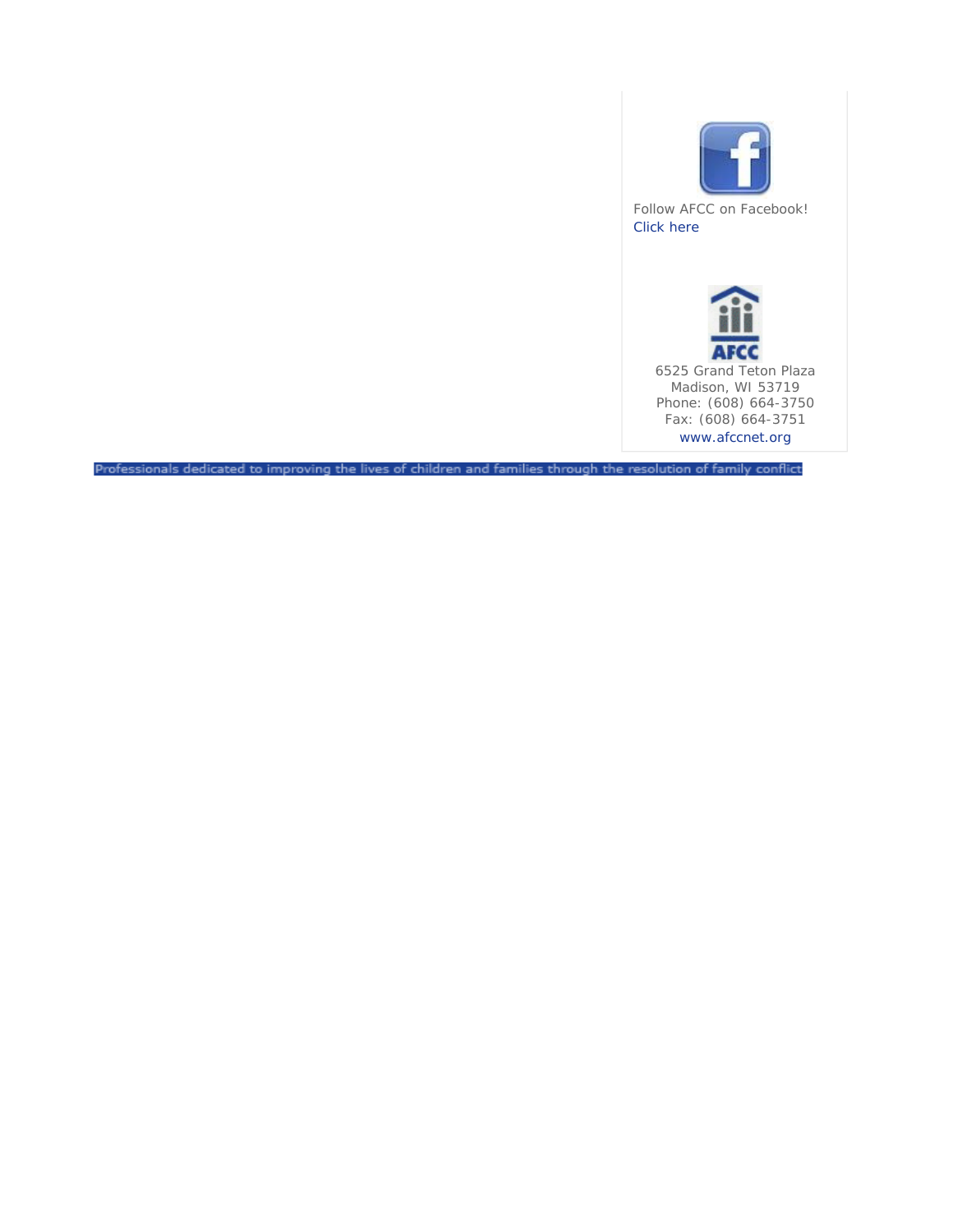Follow AFCC on Facebook!
Click here

6525 Grand Teton Plaza
Madison, WI 53719
Phone: (608) 664-3750
Fax: (608) 664-3751
www.afccnet.org

Professionals dedicated to improving the lives of children and families through the resolution of family conflict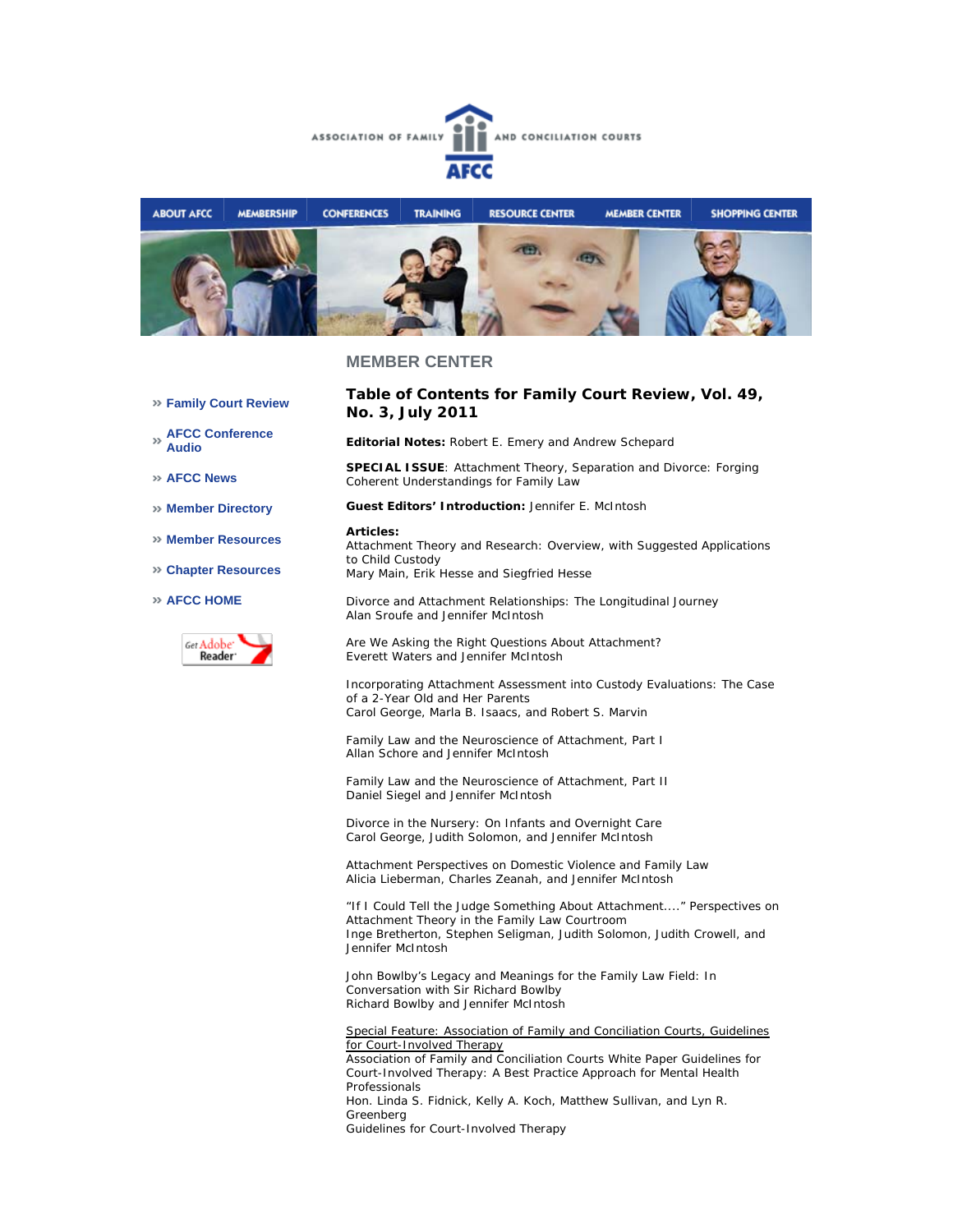ASSOCIATION OF FAMILY AND CONCILIATION COURTS

AFCC

ABOUT AFCC | MEMBERSHIP | CONFERENCES | TRAINING | RESOURCE CENTER | MEMBER CENTER | SHOPPING CENTER

## MEMBER CENTER

- » Family Court Review
- » AFCC Conference Audio
- » AFCC News
- » Member Directory
- » Member Resources
- » Chapter Resources
- » AFCC HOME

Get Adobe Reader

### Table of Contents for Family Court Review, Vol. 49, No. 3, July 2011

**Editorial Notes:** Robert E. Emery and Andrew Schepard

**SPECIAL ISSUE**: Attachment Theory, Separation and Divorce: Forging Coherent Understandings for Family Law

**Guest Editors' Introduction:** Jennifer E. McIntosh

**Articles:**
Attachment Theory and Research: Overview, with Suggested Applications to Child Custody
Mary Main, Erik Hesse and Siegfried Hesse

Divorce and Attachment Relationships: The Longitudinal Journey
Alan Sroufe and Jennifer McIntosh

Are We Asking the Right Questions About Attachment?
Everett Waters and Jennifer McIntosh

Incorporating Attachment Assessment into Custody Evaluations: The Case of a 2-Year Old and Her Parents
Carol George, Marla B. Isaacs, and Robert S. Marvin

Family Law and the Neuroscience of Attachment, Part I
Allan Schore and Jennifer McIntosh

Family Law and the Neuroscience of Attachment, Part II
Daniel Siegel and Jennifer McIntosh

Divorce in the Nursery: On Infants and Overnight Care
Carol George, Judith Solomon, and Jennifer McIntosh

Attachment Perspectives on Domestic Violence and Family Law
Alicia Lieberman, Charles Zeanah, and Jennifer McIntosh

"If I Could Tell the Judge Something About Attachment...." Perspectives on Attachment Theory in the Family Law Courtroom
Inge Bretherton, Stephen Seligman, Judith Solomon, Judith Crowell, and Jennifer McIntosh

John Bowlby's Legacy and Meanings for the Family Law Field: In Conversation with Sir Richard Bowlby
Richard Bowlby and Jennifer McIntosh

Special Feature: Association of Family and Conciliation Courts, Guidelines for Court-Involved Therapy
Association of Family and Conciliation Courts White Paper Guidelines for Court-Involved Therapy: A Best Practice Approach for Mental Health Professionals
Hon. Linda S. Fidnick, Kelly A. Koch, Matthew Sullivan, and Lyn R. Greenberg
Guidelines for Court-Involved Therapy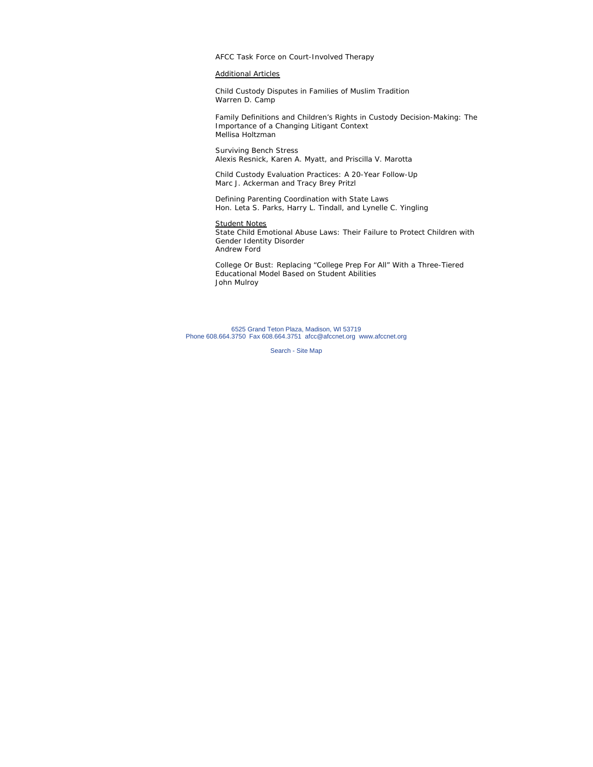AFCC Task Force on Court-Involved Therapy

Additional Articles

Child Custody Disputes in Families of Muslim Tradition
Warren D. Camp

Family Definitions and Children's Rights in Custody Decision-Making: The Importance of a Changing Litigant Context
Mellisa Holtzman

Surviving Bench Stress
Alexis Resnick, Karen A. Myatt, and Priscilla V. Marotta

Child Custody Evaluation Practices: A 20-Year Follow-Up
Marc J. Ackerman and Tracy Brey Pritzl

Defining Parenting Coordination with State Laws
Hon. Leta S. Parks, Harry L. Tindall, and Lynelle C. Yingling

Student Notes

State Child Emotional Abuse Laws: Their Failure to Protect Children with Gender Identity Disorder
Andrew Ford

College Or Bust: Replacing "College Prep For All" With a Three-Tiered Educational Model Based on Student Abilities
John Mulroy

6525 Grand Teton Plaza, Madison, WI 53719
Phone 608.664.3750 Fax 608.664.3751 afcc@afccnet.org www.afccnet.org

Search - Site Map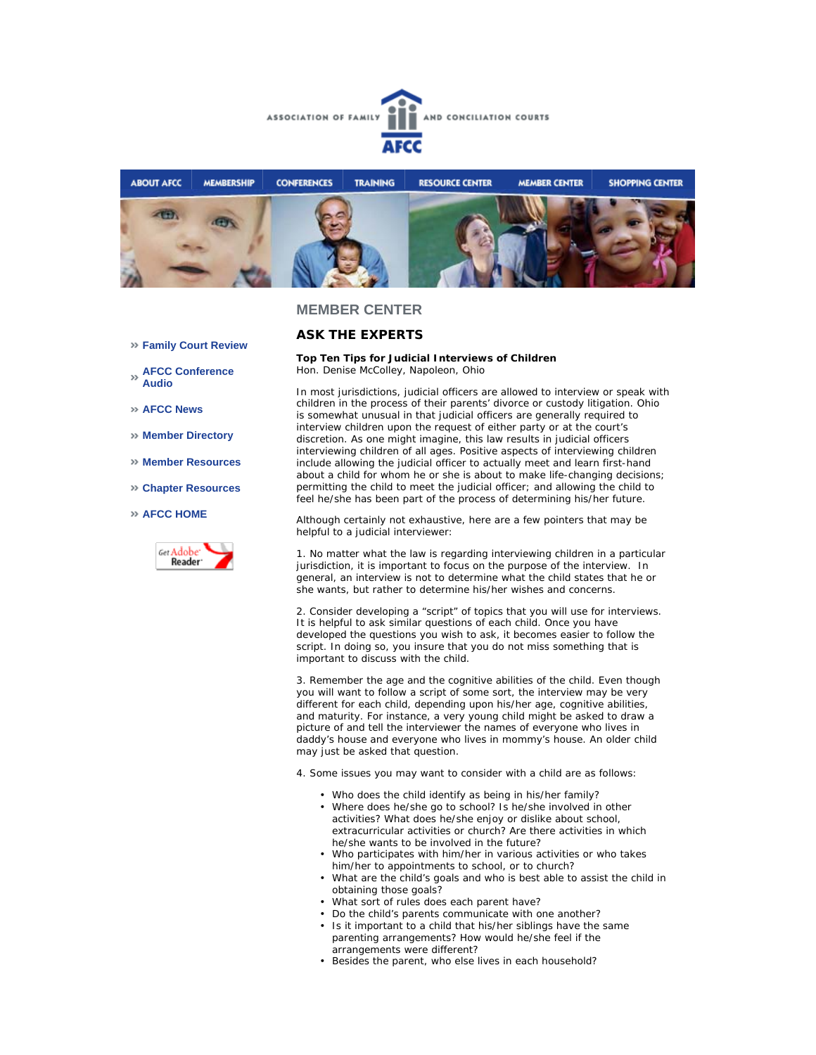ASSOCIATION OF FAMILY AND CONCILIATION COURTS

AFCC

ABOUT AFCC | MEMBERSHIP | CONFERENCES | TRAINING | RESOURCE CENTER | MEMBER CENTER | SHOPPING CENTER

- Family Court Review
- AFCC Conference Audio
- AFCC News
- Member Directory
- Member Resources
- Chapter Resources
- AFCC HOME

Get Adobe Reader

## MEMBER CENTER

## ASK THE EXPERTS

**Top Ten Tips for Judicial Interviews of Children**
Hon. Denise McColley, Napoleon, Ohio

In most jurisdictions, judicial officers are allowed to interview or speak with children in the process of their parents' divorce or custody litigation. Ohio is somewhat unusual in that judicial officers are generally required to interview children upon the request of either party or at the court's discretion. As one might imagine, this law results in judicial officers interviewing children of all ages. Positive aspects of interviewing children include allowing the judicial officer to actually meet and learn first-hand about a child for whom he or she is about to make life-changing decisions; permitting the child to meet the judicial officer; and allowing the child to feel he/she has been part of the process of determining his/her future.

Although certainly not exhaustive, here are a few pointers that may be helpful to a judicial interviewer:

1. No matter what the law is regarding interviewing children in a particular jurisdiction, it is important to focus on the purpose of the interview. In general, an interview is not to determine what the child states that he or she wants, but rather to determine his/her wishes and concerns.

2. Consider developing a "script" of topics that you will use for interviews. It is helpful to ask similar questions of each child. Once you have developed the questions you wish to ask, it becomes easier to follow the script. In doing so, you insure that you do not miss something that is important to discuss with the child.

3. Remember the age and the cognitive abilities of the child. Even though you will want to follow a script of some sort, the interview may be very different for each child, depending upon his/her age, cognitive abilities, and maturity. For instance, a very young child might be asked to draw a picture of and tell the interviewer the names of everyone who lives in daddy's house and everyone who lives in mommy's house. An older child may just be asked that question.

4. Some issues you may want to consider with a child are as follows:

- Who does the child identify as being in his/her family?
- Where does he/she go to school? Is he/she involved in other activities? What does he/she enjoy or dislike about school, extracurricular activities or church? Are there activities in which he/she wants to be involved in the future?
- Who participates with him/her in various activities or who takes him/her to appointments to school, or to church?
- What are the child's goals and who is best able to assist the child in obtaining those goals?
- What sort of rules does each parent have?
- Do the child's parents communicate with one another?
- Is it important to a child that his/her siblings have the same parenting arrangements? How would he/she feel if the arrangements were different?
- Besides the parent, who else lives in each household?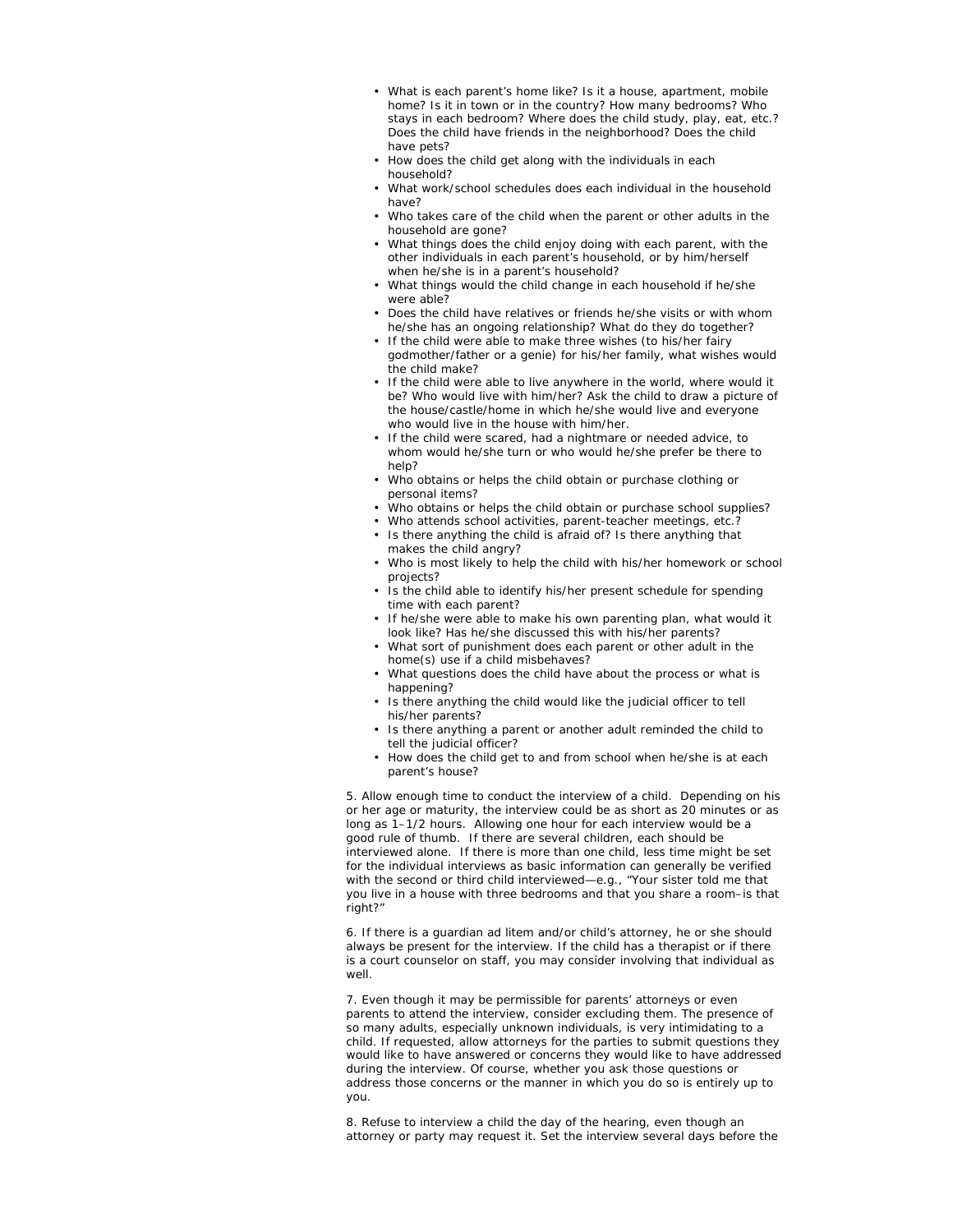- What is each parent's home like? Is it a house, apartment, mobile home? Is it in town or in the country? How many bedrooms? Who stays in each bedroom? Where does the child study, play, eat, etc.? Does the child have friends in the neighborhood? Does the child have pets?
- How does the child get along with the individuals in each household?
- What work/school schedules does each individual in the household have?
- Who takes care of the child when the parent or other adults in the household are gone?
- What things does the child enjoy doing with each parent, with the other individuals in each parent's household, or by him/herself when he/she is in a parent's household?
- What things would the child change in each household if he/she were able?
- Does the child have relatives or friends he/she visits or with whom he/she has an ongoing relationship? What do they do together?
- If the child were able to make three wishes (to his/her fairy godmother/father or a genie) for his/her family, what wishes would the child make?
- If the child were able to live anywhere in the world, where would it be? Who would live with him/her? Ask the child to draw a picture of the house/castle/home in which he/she would live and everyone who would live in the house with him/her.
- If the child were scared, had a nightmare or needed advice, to whom would he/she turn or who would he/she prefer be there to help?
- Who obtains or helps the child obtain or purchase clothing or personal items?
- Who obtains or helps the child obtain or purchase school supplies?
- Who attends school activities, parent-teacher meetings, etc.?
- Is there anything the child is afraid of? Is there anything that makes the child angry?
- Who is most likely to help the child with his/her homework or school projects?
- Is the child able to identify his/her present schedule for spending time with each parent?
- If he/she were able to make his own parenting plan, what would it look like? Has he/she discussed this with his/her parents?
- What sort of punishment does each parent or other adult in the home(s) use if a child misbehaves?
- What questions does the child have about the process or what is happening?
- Is there anything the child would like the judicial officer to tell his/her parents?
- Is there anything a parent or another adult reminded the child to tell the judicial officer?
- How does the child get to and from school when he/she is at each parent's house?

5. Allow enough time to conduct the interview of a child. Depending on his or her age or maturity, the interview could be as short as 20 minutes or as long as 1–1/2 hours. Allowing one hour for each interview would be a good rule of thumb. If there are several children, each should be interviewed alone. If there is more than one child, less time might be set for the individual interviews as basic information can generally be verified with the second or third child interviewed—e.g., "Your sister told me that you live in a house with three bedrooms and that you share a room–is that right?"

6. If there is a guardian ad litem and/or child's attorney, he or she should always be present for the interview. If the child has a therapist or if there is a court counselor on staff, you may consider involving that individual as well.

7. Even though it may be permissible for parents' attorneys or even parents to attend the interview, consider excluding them. The presence of so many adults, especially unknown individuals, is very intimidating to a child. If requested, allow attorneys for the parties to submit questions they would like to have answered or concerns they would like to have addressed during the interview. Of course, whether you ask those questions or address those concerns or the manner in which you do so is entirely up to you.

8. Refuse to interview a child the day of the hearing, even though an attorney or party may request it. Set the interview several days before the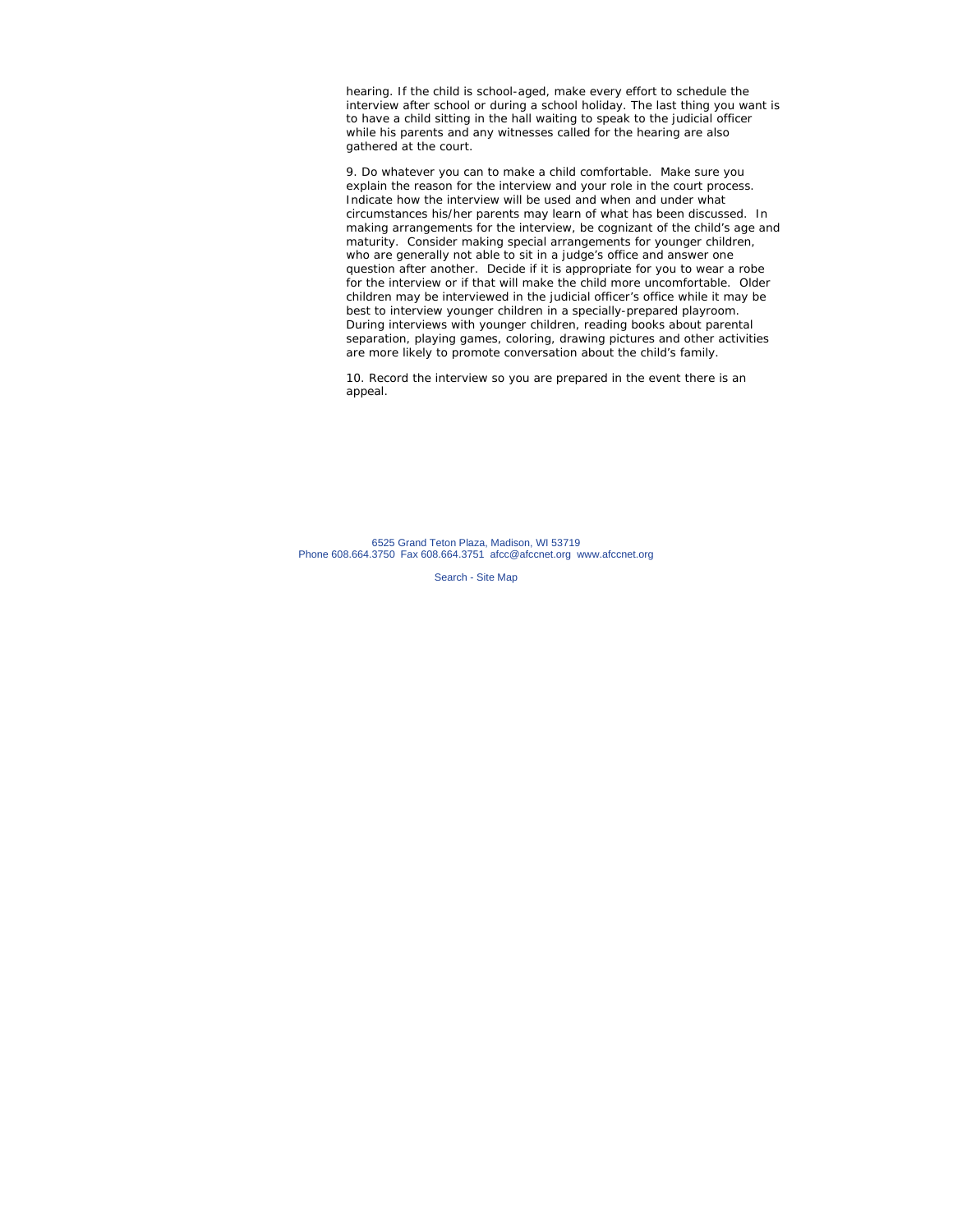hearing. If the child is school-aged, make every effort to schedule the interview after school or during a school holiday. The last thing you want is to have a child sitting in the hall waiting to speak to the judicial officer while his parents and any witnesses called for the hearing are also gathered at the court.

9. Do whatever you can to make a child comfortable. Make sure you explain the reason for the interview and your role in the court process. Indicate how the interview will be used and when and under what circumstances his/her parents may learn of what has been discussed. In making arrangements for the interview, be cognizant of the child's age and maturity. Consider making special arrangements for younger children, who are generally not able to sit in a judge's office and answer one question after another. Decide if it is appropriate for you to wear a robe for the interview or if that will make the child more uncomfortable. Older children may be interviewed in the judicial officer's office while it may be best to interview younger children in a specially-prepared playroom. During interviews with younger children, reading books about parental separation, playing games, coloring, drawing pictures and other activities are more likely to promote conversation about the child's family.

10. Record the interview so you are prepared in the event there is an appeal.

6525 Grand Teton Plaza, Madison, WI 53719
Phone 608.664.3750 Fax 608.664.3751 afcc@afccnet.org www.afccnet.org

Search - Site Map